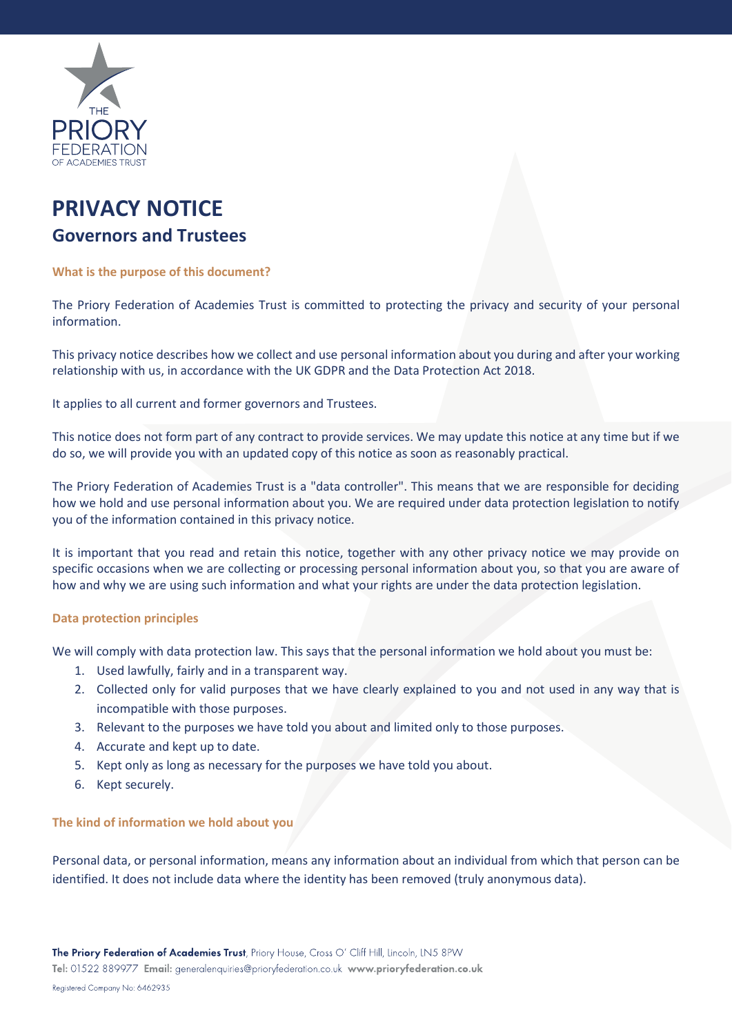# PRIVACY NOTICE

## Governors and Trustees

### What is the purpose of this document?

The Priory Federation of Academies Trust is committed to protecting the privacy and security of your personal information.

This privacy notice describes how we collect and use personal information about you during and after your working relationship with us, in accordance with the UK GDPR and the Data Protection Act 2018.

It applies to all current and former governors and Trustees.

This notice does not form part of any contract to provide services. We may update this notice at any time but if we do so, we will provide you with an updated copy of this notice as soon as reasonably practical.

The Priory Federation of Academies Trust is a "data controller". This means that we are responsible for deciding how we hold and use personal information about you. We are required under data protection legislation to notify you of the information contained in this privacy notice.

It is important that you read and retain this notice, together with any other privacy notice we may provide on specific occasions when we are collecting or processing personal information about you, so that you are aware of how and why we are using such information and what your rights are under the data protection legislation.

### Data protection principles

We will comply with data protection law. This says that the personal information we hold about you must be:

1. Used lawfully, fairly and in a transparent way.
2. Collected only for valid purposes that we have clearly explained to you and not used in any way that is incompatible with those purposes.
3. Relevant to the purposes we have told you about and limited only to those purposes.
4. Accurate and kept up to date.
5. Kept only as long as necessary for the purposes we have told you about.
6. Kept securely.

### The kind of information we hold about you

Personal data, or personal information, means any information about an individual from which that person can be identified. It does not include data where the identity has been removed (truly anonymous data).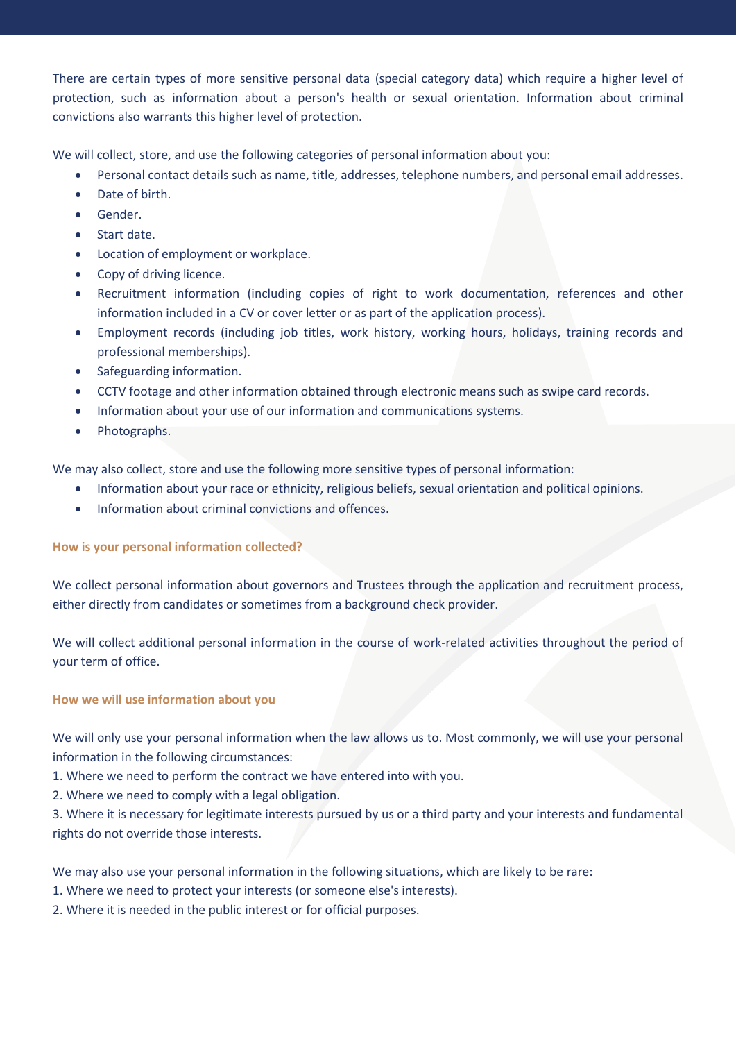There are certain types of more sensitive personal data (special category data) which require a higher level of protection, such as information about a person's health or sexual orientation. Information about criminal convictions also warrants this higher level of protection.

We will collect, store, and use the following categories of personal information about you:

- Personal contact details such as name, title, addresses, telephone numbers, and personal email addresses.
- Date of birth.
- Gender.
- Start date.
- Location of employment or workplace.
- Copy of driving licence.
- Recruitment information (including copies of right to work documentation, references and other information included in a CV or cover letter or as part of the application process).
- Employment records (including job titles, work history, working hours, holidays, training records and professional memberships).
- Safeguarding information.
- CCTV footage and other information obtained through electronic means such as swipe card records.
- Information about your use of our information and communications systems.
- Photographs.

We may also collect, store and use the following more sensitive types of personal information:

- Information about your race or ethnicity, religious beliefs, sexual orientation and political opinions.
- Information about criminal convictions and offences.

#### How is your personal information collected?

We collect personal information about governors and Trustees through the application and recruitment process, either directly from candidates or sometimes from a background check provider.

We will collect additional personal information in the course of work-related activities throughout the period of your term of office.

#### How we will use information about you

We will only use your personal information when the law allows us to. Most commonly, we will use your personal information in the following circumstances:

1. Where we need to perform the contract we have entered into with you.
2. Where we need to comply with a legal obligation.
3. Where it is necessary for legitimate interests pursued by us or a third party and your interests and fundamental rights do not override those interests.

We may also use your personal information in the following situations, which are likely to be rare:

1. Where we need to protect your interests (or someone else's interests).
2. Where it is needed in the public interest or for official purposes.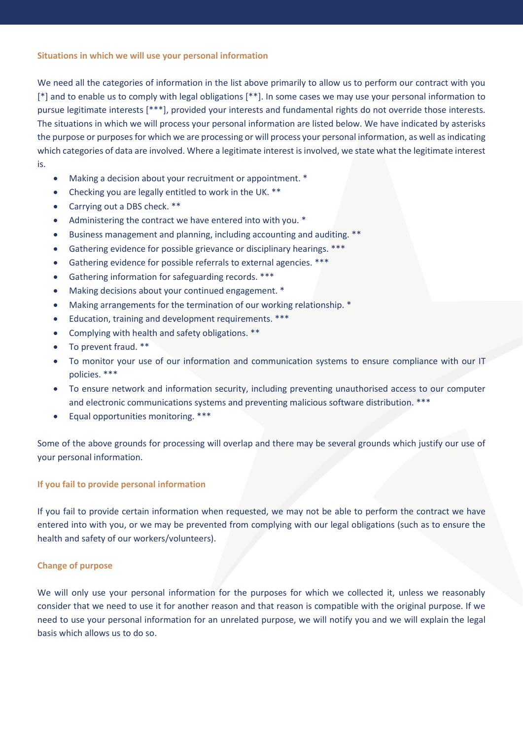### Situations in which we will use your personal information

We need all the categories of information in the list above primarily to allow us to perform our contract with you [*] and to enable us to comply with legal obligations [**]. In some cases we may use your personal information to pursue legitimate interests [***], provided your interests and fundamental rights do not override those interests. The situations in which we will process your personal information are listed below. We have indicated by asterisks the purpose or purposes for which we are processing or will process your personal information, as well as indicating which categories of data are involved. Where a legitimate interest is involved, we state what the legitimate interest is.

- Making a decision about your recruitment or appointment. *
- Checking you are legally entitled to work in the UK. **
- Carrying out a DBS check. **
- Administering the contract we have entered into with you. *
- Business management and planning, including accounting and auditing. **
- Gathering evidence for possible grievance or disciplinary hearings. ***
- Gathering evidence for possible referrals to external agencies. ***
- Gathering information for safeguarding records. ***
- Making decisions about your continued engagement. *
- Making arrangements for the termination of our working relationship. *
- Education, training and development requirements. ***
- Complying with health and safety obligations. **
- To prevent fraud. **
- To monitor your use of our information and communication systems to ensure compliance with our IT policies. ***
- To ensure network and information security, including preventing unauthorised access to our computer and electronic communications systems and preventing malicious software distribution. ***
- Equal opportunities monitoring. ***

Some of the above grounds for processing will overlap and there may be several grounds which justify our use of your personal information.

### If you fail to provide personal information

If you fail to provide certain information when requested, we may not be able to perform the contract we have entered into with you, or we may be prevented from complying with our legal obligations (such as to ensure the health and safety of our workers/volunteers).

### Change of purpose

We will only use your personal information for the purposes for which we collected it, unless we reasonably consider that we need to use it for another reason and that reason is compatible with the original purpose. If we need to use your personal information for an unrelated purpose, we will notify you and we will explain the legal basis which allows us to do so.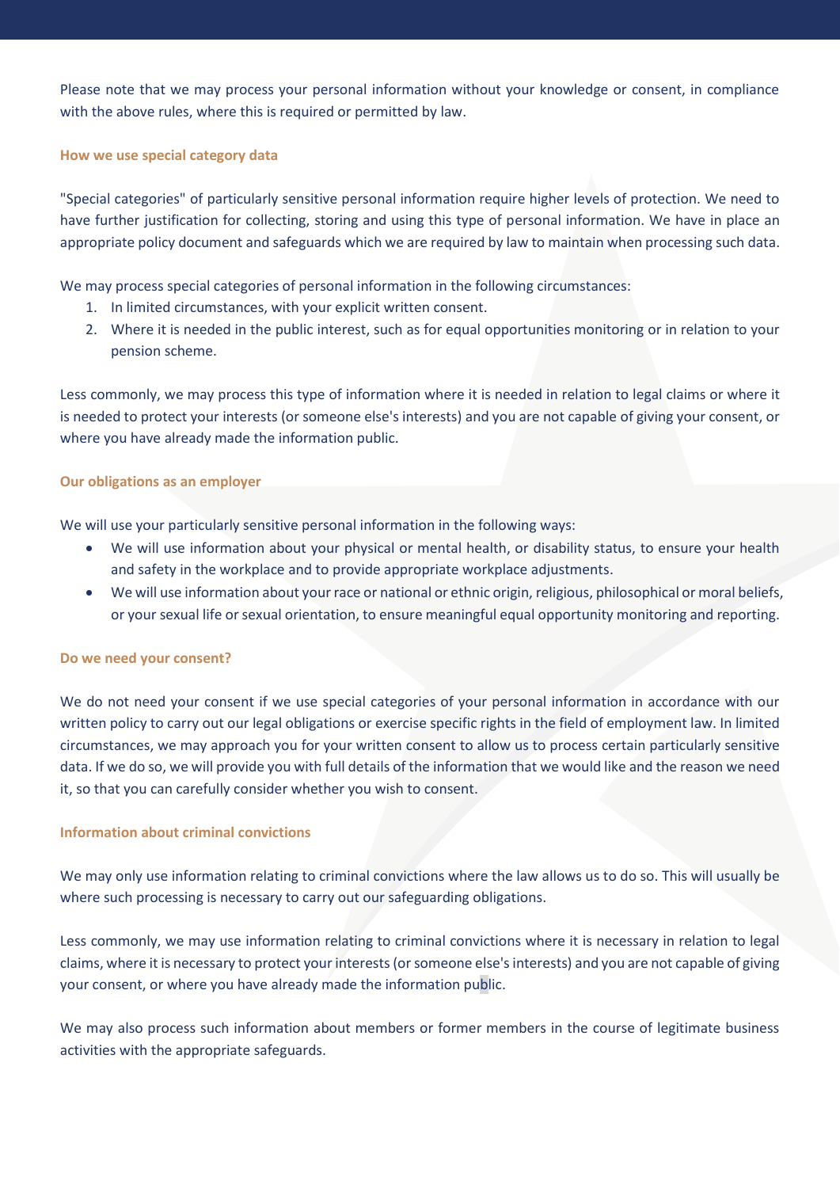Please note that we may process your personal information without your knowledge or consent, in compliance with the above rules, where this is required or permitted by law.

### How we use special category data

"Special categories" of particularly sensitive personal information require higher levels of protection. We need to have further justification for collecting, storing and using this type of personal information. We have in place an appropriate policy document and safeguards which we are required by law to maintain when processing such data.

We may process special categories of personal information in the following circumstances:

1. In limited circumstances, with your explicit written consent.
2. Where it is needed in the public interest, such as for equal opportunities monitoring or in relation to your pension scheme.

Less commonly, we may process this type of information where it is needed in relation to legal claims or where it is needed to protect your interests (or someone else's interests) and you are not capable of giving your consent, or where you have already made the information public.

### Our obligations as an employer

We will use your particularly sensitive personal information in the following ways:

- We will use information about your physical or mental health, or disability status, to ensure your health and safety in the workplace and to provide appropriate workplace adjustments.
- We will use information about your race or national or ethnic origin, religious, philosophical or moral beliefs, or your sexual life or sexual orientation, to ensure meaningful equal opportunity monitoring and reporting.

### Do we need your consent?

We do not need your consent if we use special categories of your personal information in accordance with our written policy to carry out our legal obligations or exercise specific rights in the field of employment law. In limited circumstances, we may approach you for your written consent to allow us to process certain particularly sensitive data. If we do so, we will provide you with full details of the information that we would like and the reason we need it, so that you can carefully consider whether you wish to consent.

### Information about criminal convictions

We may only use information relating to criminal convictions where the law allows us to do so. This will usually be where such processing is necessary to carry out our safeguarding obligations.

Less commonly, we may use information relating to criminal convictions where it is necessary in relation to legal claims, where it is necessary to protect your interests (or someone else's interests) and you are not capable of giving your consent, or where you have already made the information public.

We may also process such information about members or former members in the course of legitimate business activities with the appropriate safeguards.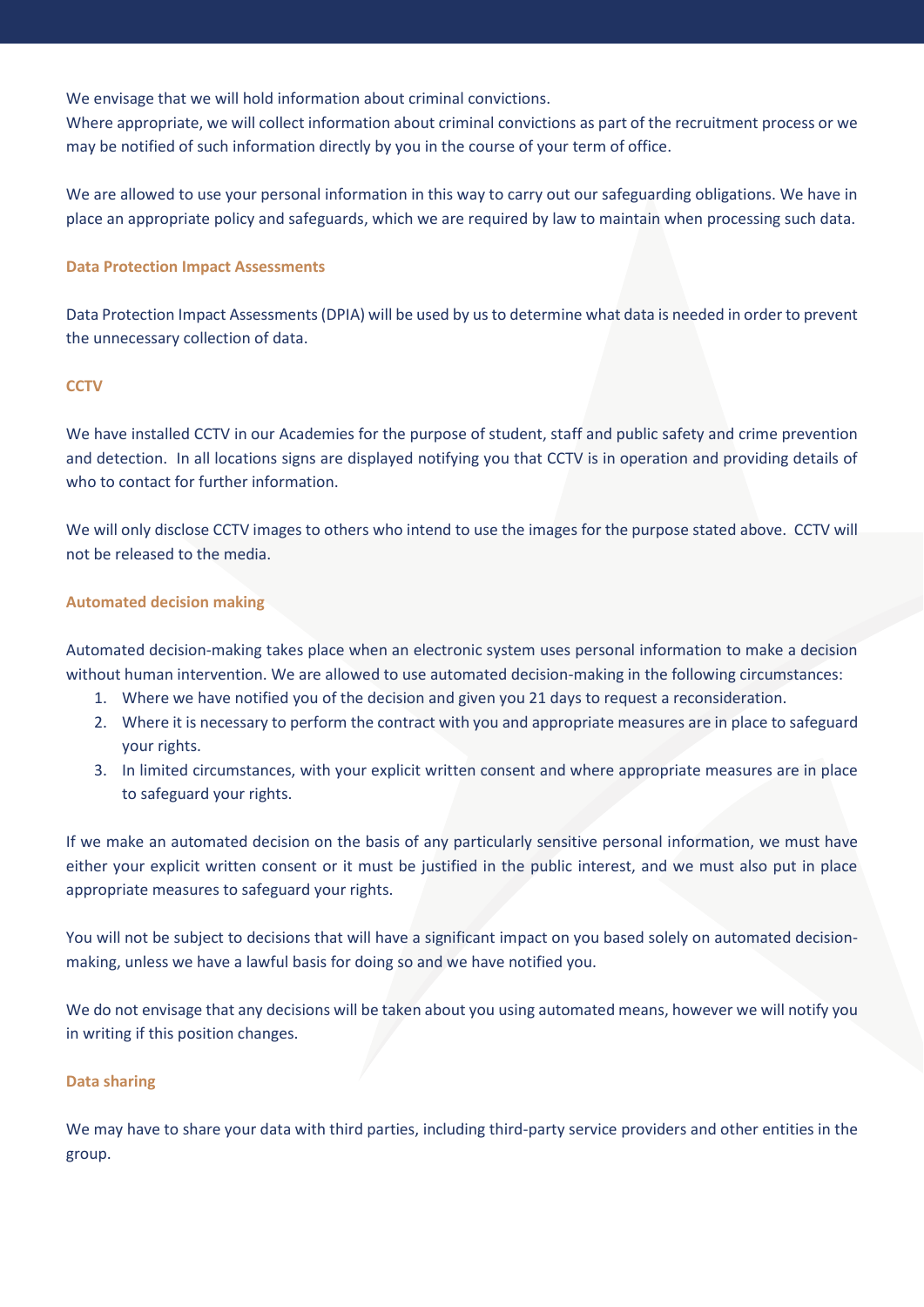We envisage that we will hold information about criminal convictions.
Where appropriate, we will collect information about criminal convictions as part of the recruitment process or we may be notified of such information directly by you in the course of your term of office.

We are allowed to use your personal information in this way to carry out our safeguarding obligations. We have in place an appropriate policy and safeguards, which we are required by law to maintain when processing such data.

### Data Protection Impact Assessments

Data Protection Impact Assessments (DPIA) will be used by us to determine what data is needed in order to prevent the unnecessary collection of data.

### CCTV

We have installed CCTV in our Academies for the purpose of student, staff and public safety and crime prevention and detection. In all locations signs are displayed notifying you that CCTV is in operation and providing details of who to contact for further information.

We will only disclose CCTV images to others who intend to use the images for the purpose stated above. CCTV will not be released to the media.

### Automated decision making

Automated decision-making takes place when an electronic system uses personal information to make a decision without human intervention. We are allowed to use automated decision-making in the following circumstances:

1. Where we have notified you of the decision and given you 21 days to request a reconsideration.
2. Where it is necessary to perform the contract with you and appropriate measures are in place to safeguard your rights.
3. In limited circumstances, with your explicit written consent and where appropriate measures are in place to safeguard your rights.

If we make an automated decision on the basis of any particularly sensitive personal information, we must have either your explicit written consent or it must be justified in the public interest, and we must also put in place appropriate measures to safeguard your rights.

You will not be subject to decisions that will have a significant impact on you based solely on automated decision-making, unless we have a lawful basis for doing so and we have notified you.

We do not envisage that any decisions will be taken about you using automated means, however we will notify you in writing if this position changes.

### Data sharing

We may have to share your data with third parties, including third-party service providers and other entities in the group.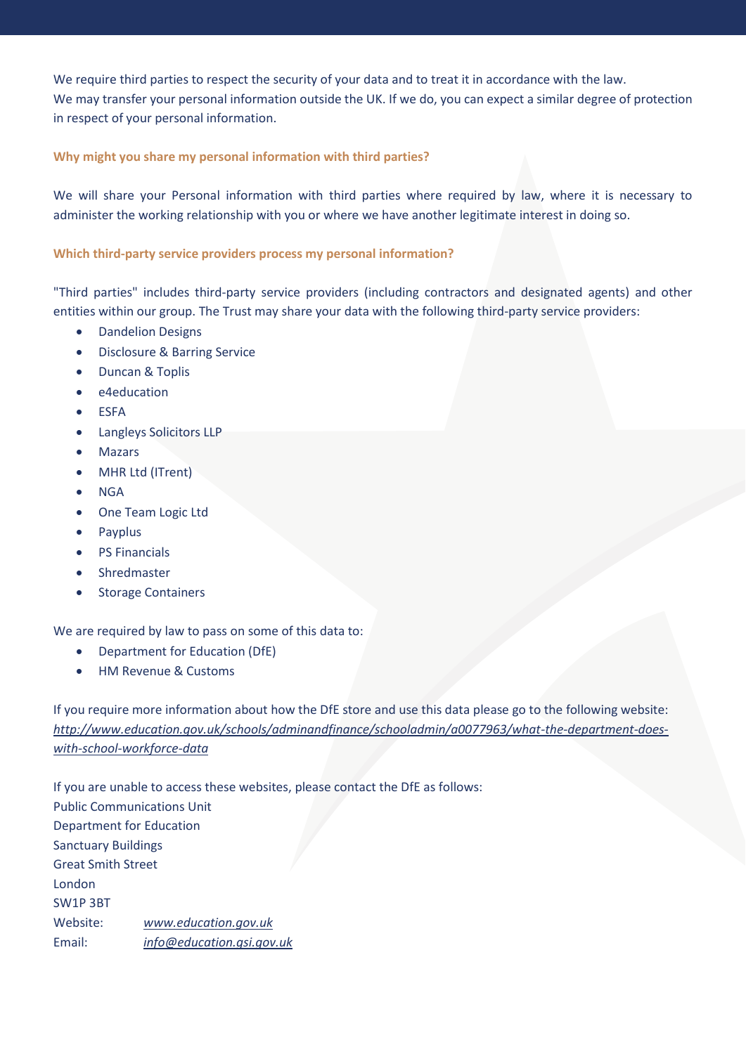We require third parties to respect the security of your data and to treat it in accordance with the law.
We may transfer your personal information outside the UK. If we do, you can expect a similar degree of protection in respect of your personal information.

### Why might you share my personal information with third parties?

We will share your Personal information with third parties where required by law, where it is necessary to administer the working relationship with you or where we have another legitimate interest in doing so.

### Which third-party service providers process my personal information?

"Third parties" includes third-party service providers (including contractors and designated agents) and other entities within our group. The Trust may share your data with the following third-party service providers:

- Dandelion Designs
- Disclosure & Barring Service
- Duncan & Toplis
- e4education
- ESFA
- Langleys Solicitors LLP
- Mazars
- MHR Ltd (ITrent)
- NGA
- One Team Logic Ltd
- Payplus
- PS Financials
- Shredmaster
- Storage Containers

We are required by law to pass on some of this data to:

- Department for Education (DfE)
- HM Revenue & Customs

If you require more information about how the DfE store and use this data please go to the following website: *http://www.education.gov.uk/schools/adminandfinance/schooladmin/a0077963/what-the-department-does-with-school-workforce-data*

If you are unable to access these websites, please contact the DfE as follows:
Public Communications Unit
Department for Education
Sanctuary Buildings
Great Smith Street
London
SW1P 3BT
Website: *www.education.gov.uk*
Email: *info@education.gsi.gov.uk*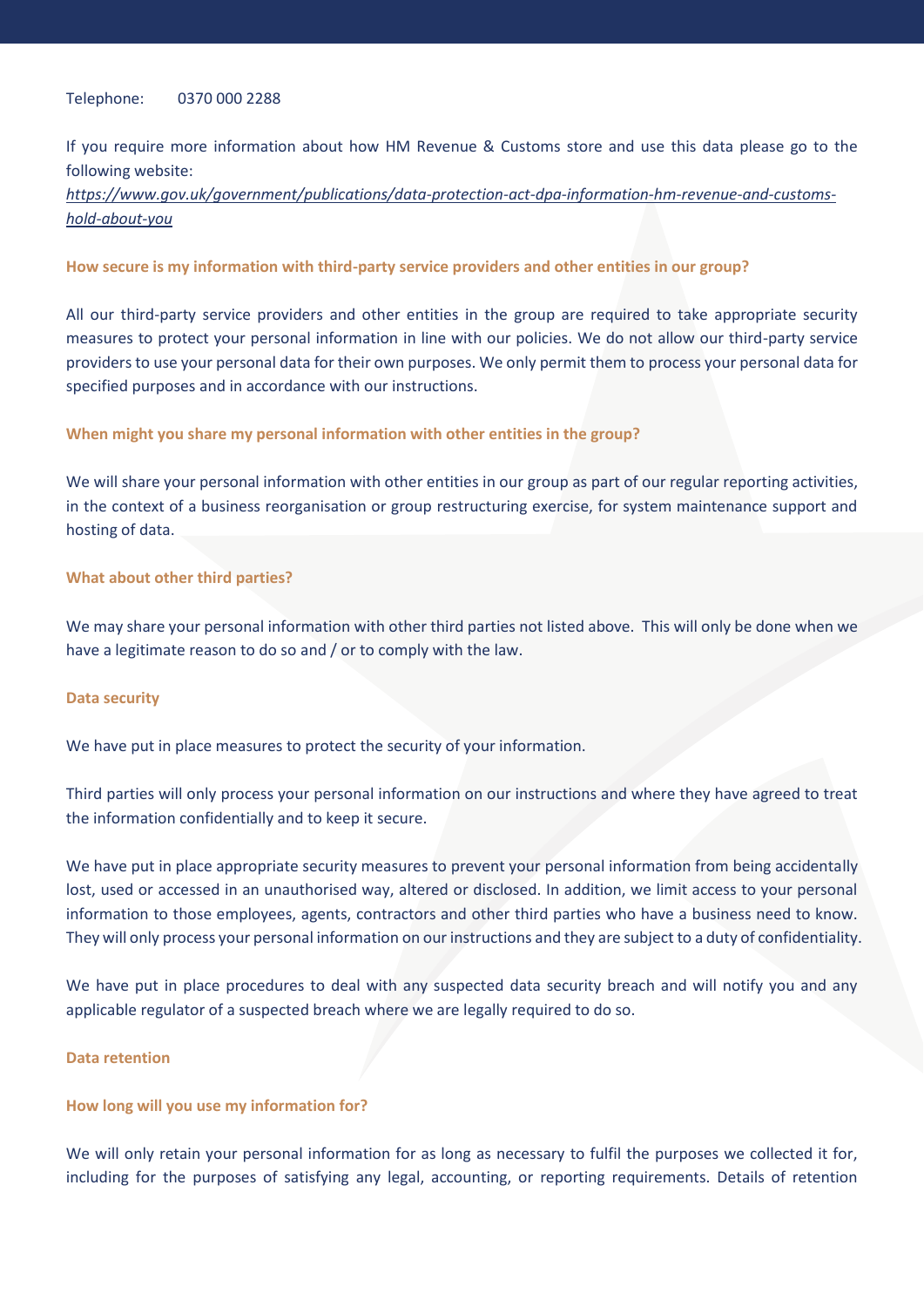Telephone: 0370 000 2288

If you require more information about how HM Revenue & Customs store and use this data please go to the following website:
*https://www.gov.uk/government/publications/data-protection-act-dpa-information-hm-revenue-and-customs-hold-about-you*

**How secure is my information with third-party service providers and other entities in our group?**

All our third-party service providers and other entities in the group are required to take appropriate security measures to protect your personal information in line with our policies. We do not allow our third-party service providers to use your personal data for their own purposes. We only permit them to process your personal data for specified purposes and in accordance with our instructions.

**When might you share my personal information with other entities in the group?**

We will share your personal information with other entities in our group as part of our regular reporting activities, in the context of a business reorganisation or group restructuring exercise, for system maintenance support and hosting of data.

**What about other third parties?**

We may share your personal information with other third parties not listed above. This will only be done when we have a legitimate reason to do so and / or to comply with the law.

**Data security**

We have put in place measures to protect the security of your information.

Third parties will only process your personal information on our instructions and where they have agreed to treat the information confidentially and to keep it secure.

We have put in place appropriate security measures to prevent your personal information from being accidentally lost, used or accessed in an unauthorised way, altered or disclosed. In addition, we limit access to your personal information to those employees, agents, contractors and other third parties who have a business need to know. They will only process your personal information on our instructions and they are subject to a duty of confidentiality.

We have put in place procedures to deal with any suspected data security breach and will notify you and any applicable regulator of a suspected breach where we are legally required to do so.

**Data retention**

**How long will you use my information for?**

We will only retain your personal information for as long as necessary to fulfil the purposes we collected it for, including for the purposes of satisfying any legal, accounting, or reporting requirements. Details of retention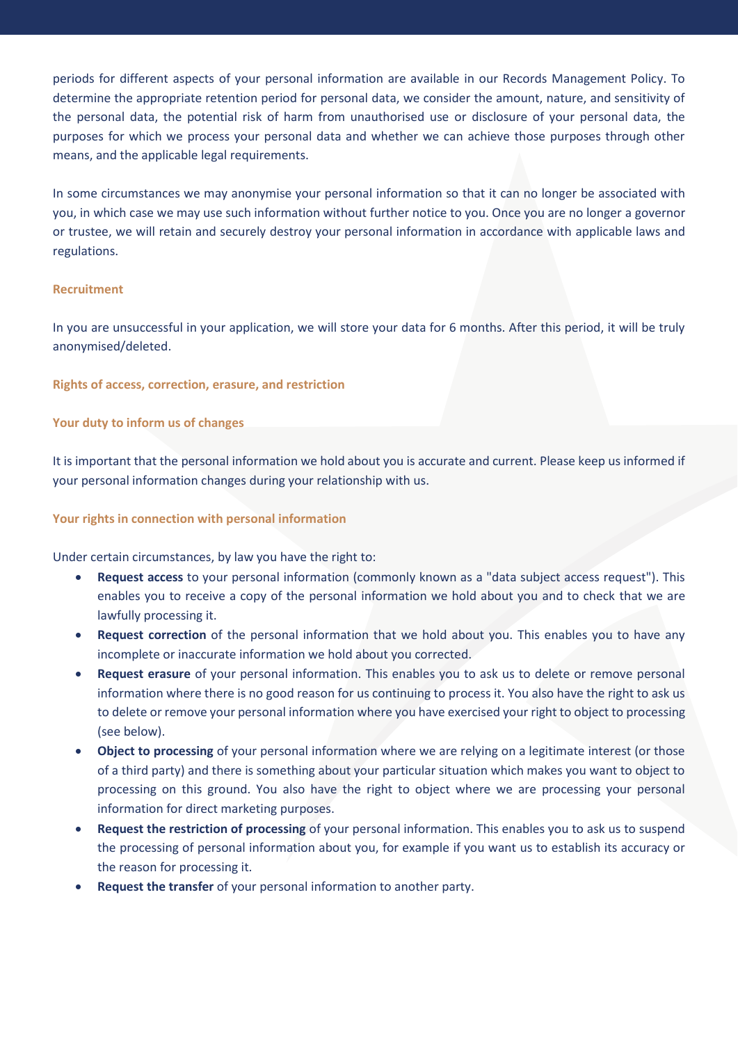periods for different aspects of your personal information are available in our Records Management Policy. To determine the appropriate retention period for personal data, we consider the amount, nature, and sensitivity of the personal data, the potential risk of harm from unauthorised use or disclosure of your personal data, the purposes for which we process your personal data and whether we can achieve those purposes through other means, and the applicable legal requirements.

In some circumstances we may anonymise your personal information so that it can no longer be associated with you, in which case we may use such information without further notice to you. Once you are no longer a governor or trustee, we will retain and securely destroy your personal information in accordance with applicable laws and regulations.

### Recruitment

In you are unsuccessful in your application, we will store your data for 6 months. After this period, it will be truly anonymised/deleted.

### Rights of access, correction, erasure, and restriction

### Your duty to inform us of changes

It is important that the personal information we hold about you is accurate and current. Please keep us informed if your personal information changes during your relationship with us.

### Your rights in connection with personal information

Under certain circumstances, by law you have the right to:

- **Request access** to your personal information (commonly known as a "data subject access request"). This enables you to receive a copy of the personal information we hold about you and to check that we are lawfully processing it.
- **Request correction** of the personal information that we hold about you. This enables you to have any incomplete or inaccurate information we hold about you corrected.
- **Request erasure** of your personal information. This enables you to ask us to delete or remove personal information where there is no good reason for us continuing to process it. You also have the right to ask us to delete or remove your personal information where you have exercised your right to object to processing (see below).
- **Object to processing** of your personal information where we are relying on a legitimate interest (or those of a third party) and there is something about your particular situation which makes you want to object to processing on this ground. You also have the right to object where we are processing your personal information for direct marketing purposes.
- **Request the restriction of processing** of your personal information. This enables you to ask us to suspend the processing of personal information about you, for example if you want us to establish its accuracy or the reason for processing it.
- **Request the transfer** of your personal information to another party.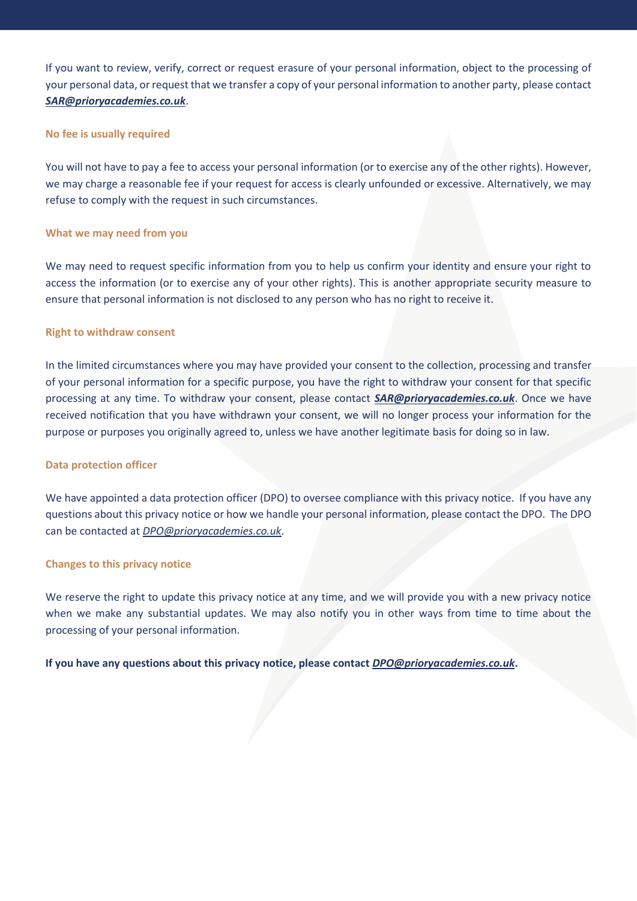If you want to review, verify, correct or request erasure of your personal information, object to the processing of your personal data, or request that we transfer a copy of your personal information to another party, please contact ***SAR@prioryacademies.co.uk***.

### No fee is usually required

You will not have to pay a fee to access your personal information (or to exercise any of the other rights). However, we may charge a reasonable fee if your request for access is clearly unfounded or excessive. Alternatively, we may refuse to comply with the request in such circumstances.

### What we may need from you

We may need to request specific information from you to help us confirm your identity and ensure your right to access the information (or to exercise any of your other rights). This is another appropriate security measure to ensure that personal information is not disclosed to any person who has no right to receive it.

### Right to withdraw consent

In the limited circumstances where you may have provided your consent to the collection, processing and transfer of your personal information for a specific purpose, you have the right to withdraw your consent for that specific processing at any time. To withdraw your consent, please contact ***SAR@prioryacademies.co.uk***. Once we have received notification that you have withdrawn your consent, we will no longer process your information for the purpose or purposes you originally agreed to, unless we have another legitimate basis for doing so in law.

### Data protection officer

We have appointed a data protection officer (DPO) to oversee compliance with this privacy notice. If you have any questions about this privacy notice or how we handle your personal information, please contact the DPO. The DPO can be contacted at *DPO@prioryacademies.co.uk*.

### Changes to this privacy notice

We reserve the right to update this privacy notice at any time, and we will provide you with a new privacy notice when we make any substantial updates. We may also notify you in other ways from time to time about the processing of your personal information.

**If you have any questions about this privacy notice, please contact *DPO@prioryacademies.co.uk*.**